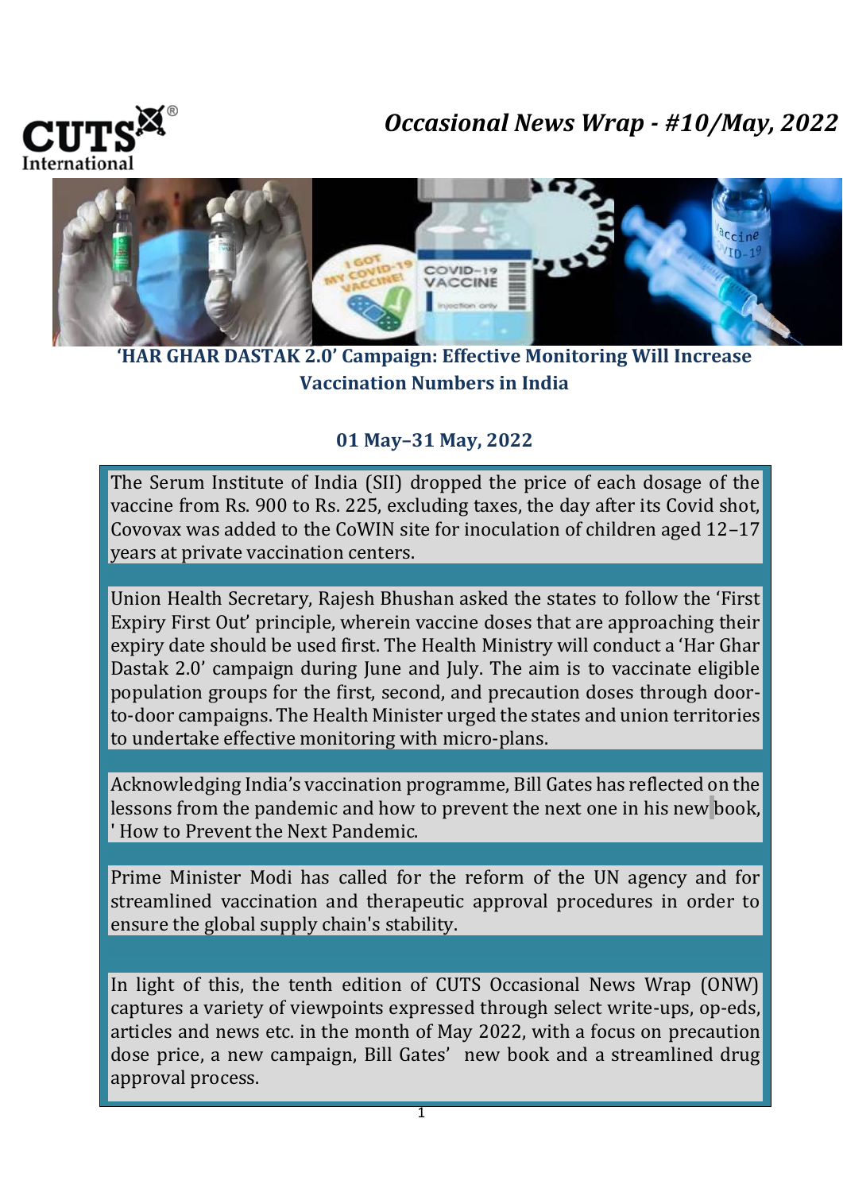CUTS International

# *Occasional News Wrap - #10/May, 2022*

## 'HAR GHAR DASTAK 2.0' Campaign: Effective Monitoring Will Increase Vaccination Numbers in India

**01 May–31 May, 2022**

The Serum Institute of India (SII) dropped the price of each dosage of the vaccine from Rs. 900 to Rs. 225, excluding taxes, the day after its Covid shot, Covovax was added to the CoWIN site for inoculation of children aged 12–17 years at private vaccination centers.

Union Health Secretary, Rajesh Bhushan asked the states to follow the 'First Expiry First Out' principle, wherein vaccine doses that are approaching their expiry date should be used first. The Health Ministry will conduct a 'Har Ghar Dastak 2.0' campaign during June and July. The aim is to vaccinate eligible population groups for the first, second, and precaution doses through door-to-door campaigns. The Health Minister urged the states and union territories to undertake effective monitoring with micro-plans.

Acknowledging India's vaccination programme, Bill Gates has reflected on the lessons from the pandemic and how to prevent the next one in his new book, ' How to Prevent the Next Pandemic.

Prime Minister Modi has called for the reform of the UN agency and for streamlined vaccination and therapeutic approval procedures in order to ensure the global supply chain's stability.

In light of this, the tenth edition of CUTS Occasional News Wrap (ONW) captures a variety of viewpoints expressed through select write-ups, op-eds, articles and news etc. in the month of May 2022, with a focus on precaution dose price, a new campaign, Bill Gates' new book and a streamlined drug approval process.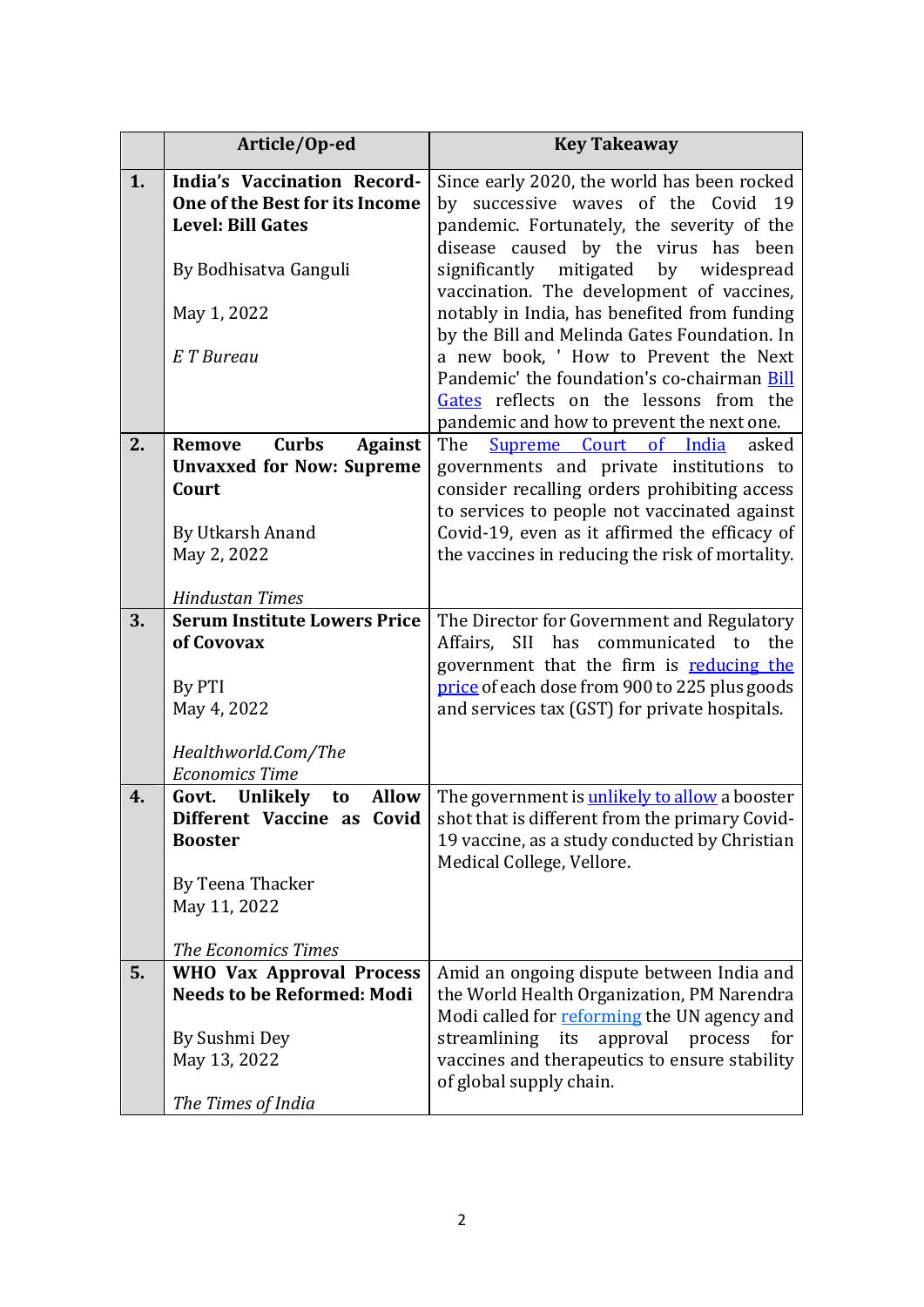| | Article/Op-ed | Key Takeaway |
|---|---|---|
| **1.** | **India's Vaccination Record- One of the Best for its Income Level: Bill Gates**<br><br>By Bodhisatva Ganguli<br><br>May 1, 2022<br><br>*E T Bureau* | Since early 2020, the world has been rocked by successive waves of the Covid 19 pandemic. Fortunately, the severity of the disease caused by the virus has been significantly mitigated by widespread vaccination. The development of vaccines, notably in India, has benefited from funding by the Bill and Melinda Gates Foundation. In a new book, ' How to Prevent the Next Pandemic' the foundation's co-chairman Bill Gates reflects on the lessons from the pandemic and how to prevent the next one. |
| **2.** | **Remove Curbs Against Unvaxxed for Now: Supreme Court**<br><br>By Utkarsh Anand<br>May 2, 2022<br><br>*Hindustan Times* | The Supreme Court of India asked governments and private institutions to consider recalling orders prohibiting access to services to people not vaccinated against Covid-19, even as it affirmed the efficacy of the vaccines in reducing the risk of mortality. |
| **3.** | **Serum Institute Lowers Price of Covovax**<br><br>By PTI<br>May 4, 2022<br><br>*Healthworld.Com/The Economics Time* | The Director for Government and Regulatory Affairs, SII has communicated to the government that the firm is reducing the price of each dose from 900 to 225 plus goods and services tax (GST) for private hospitals. |
| **4.** | **Govt. Unlikely to Allow Different Vaccine as Covid Booster**<br><br>By Teena Thacker<br>May 11, 2022<br><br>*The Economics Times* | The government is unlikely to allow a booster shot that is different from the primary Covid-19 vaccine, as a study conducted by Christian Medical College, Vellore. |
| **5.** | **WHO Vax Approval Process Needs to be Reformed: Modi**<br><br>By Sushmi Dey<br>May 13, 2022<br><br>*The Times of India* | Amid an ongoing dispute between India and the World Health Organization, PM Narendra Modi called for reforming the UN agency and streamlining its approval process for vaccines and therapeutics to ensure stability of global supply chain. |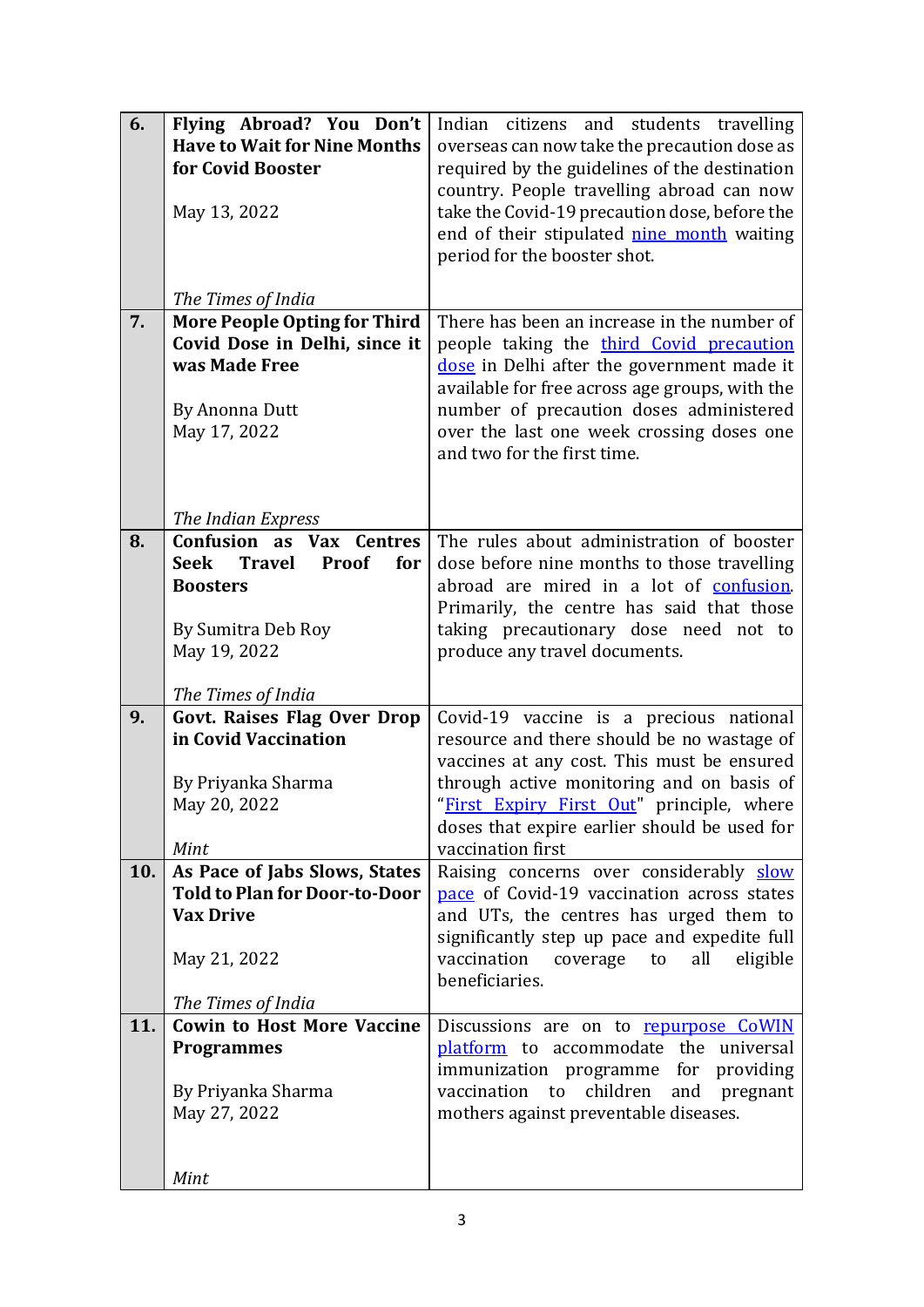| | | |
|---|---|---|
| **6.** | **Flying Abroad? You Don't Have to Wait for Nine Months for Covid Booster**<br><br>May 13, 2022<br><br>*The Times of India* | Indian citizens and students travelling overseas can now take the precaution dose as required by the guidelines of the destination country. People travelling abroad can now take the Covid-19 precaution dose, before the end of their stipulated nine month waiting period for the booster shot. |
| **7.** | **More People Opting for Third Covid Dose in Delhi, since it was Made Free**<br><br>By Anonna Dutt<br>May 17, 2022<br><br>*The Indian Express* | There has been an increase in the number of people taking the third Covid precaution dose in Delhi after the government made it available for free across age groups, with the number of precaution doses administered over the last one week crossing doses one and two for the first time. |
| **8.** | **Confusion as Vax Centres Seek Travel Proof for Boosters**<br><br>By Sumitra Deb Roy<br>May 19, 2022<br><br>*The Times of India* | The rules about administration of booster dose before nine months to those travelling abroad are mired in a lot of confusion. Primarily, the centre has said that those taking precautionary dose need not to produce any travel documents. |
| **9.** | **Govt. Raises Flag Over Drop in Covid Vaccination**<br><br>By Priyanka Sharma<br>May 20, 2022<br><br>*Mint* | Covid-19 vaccine is a precious national resource and there should be no wastage of vaccines at any cost. This must be ensured through active monitoring and on basis of "First Expiry First Out" principle, where doses that expire earlier should be used for vaccination first |
| **10.** | **As Pace of Jabs Slows, States Told to Plan for Door-to-Door Vax Drive**<br><br>May 21, 2022<br><br>*The Times of India* | Raising concerns over considerably slow pace of Covid-19 vaccination across states and UTs, the centres has urged them to significantly step up pace and expedite full vaccination coverage to all eligible beneficiaries. |
| **11.** | **Cowin to Host More Vaccine Programmes**<br><br>By Priyanka Sharma<br>May 27, 2022<br><br>*Mint* | Discussions are on to repurpose CoWIN platform to accommodate the universal immunization programme for providing vaccination to children and pregnant mothers against preventable diseases. |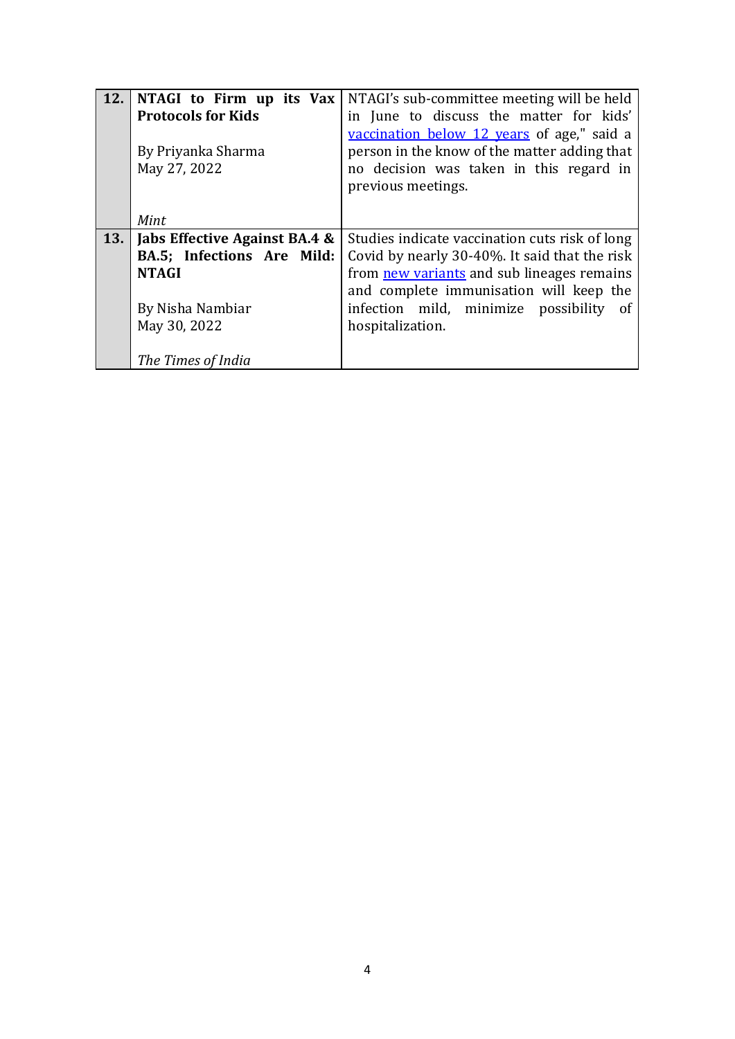| | | |
|---|---|---|
| **12.** | **NTAGI to Firm up its Vax Protocols for Kids**<br><br>By Priyanka Sharma<br>May 27, 2022<br><br><br>*Mint* | NTAGI's sub-committee meeting will be held in June to discuss the matter for kids' [vaccination below 12 years]() of age," said a person in the know of the matter adding that no decision was taken in this regard in previous meetings. |
| **13.** | **Jabs Effective Against BA.4 & BA.5; Infections Are Mild: NTAGI**<br><br>By Nisha Nambiar<br>May 30, 2022<br><br>*The Times of India* | Studies indicate vaccination cuts risk of long Covid by nearly 30-40%. It said that the risk from [new variants]() and sub lineages remains and complete immunisation will keep the infection mild, minimize possibility of hospitalization. |